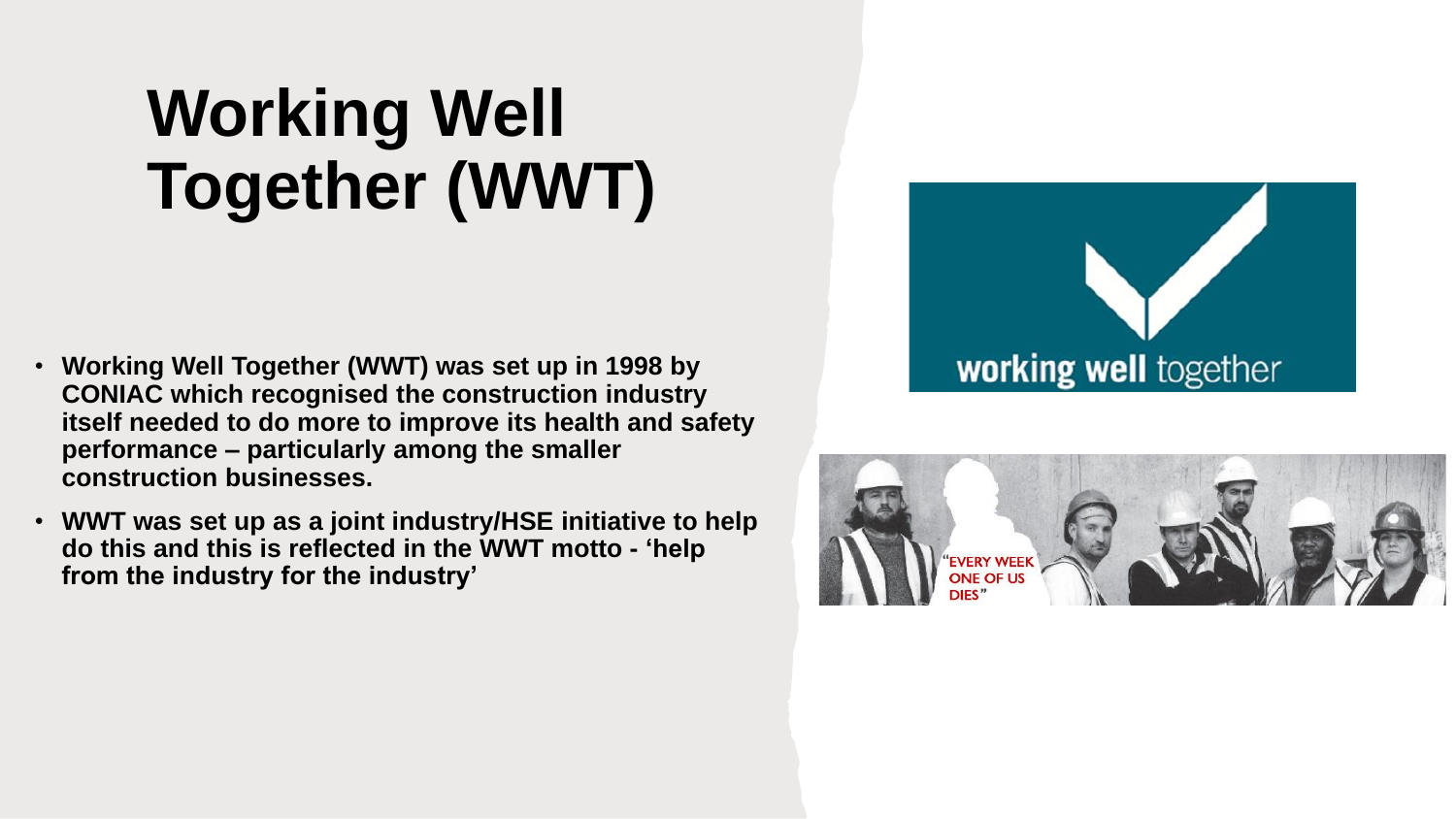# Working Well Together (WWT)

- **Working Well Together (WWT) was set up in 1998 by CONIAC which recognised the construction industry itself needed to do more to improve its health and safety performance – particularly among the smaller construction businesses.**
- **WWT was set up as a joint industry/HSE initiative to help do this and this is reflected in the WWT motto - 'help from the industry for the industry'**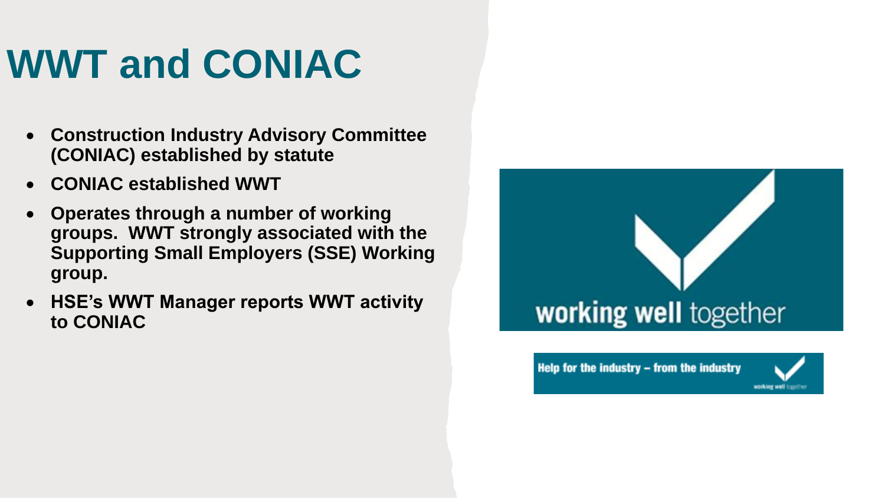# WWT and CONIAC

- **Construction Industry Advisory Committee (CONIAC) established by statute**
- **CONIAC established WWT**
- **Operates through a number of working groups. WWT strongly associated with the Supporting Small Employers (SSE) Working group.**
- **HSE's WWT Manager reports WWT activity to CONIAC**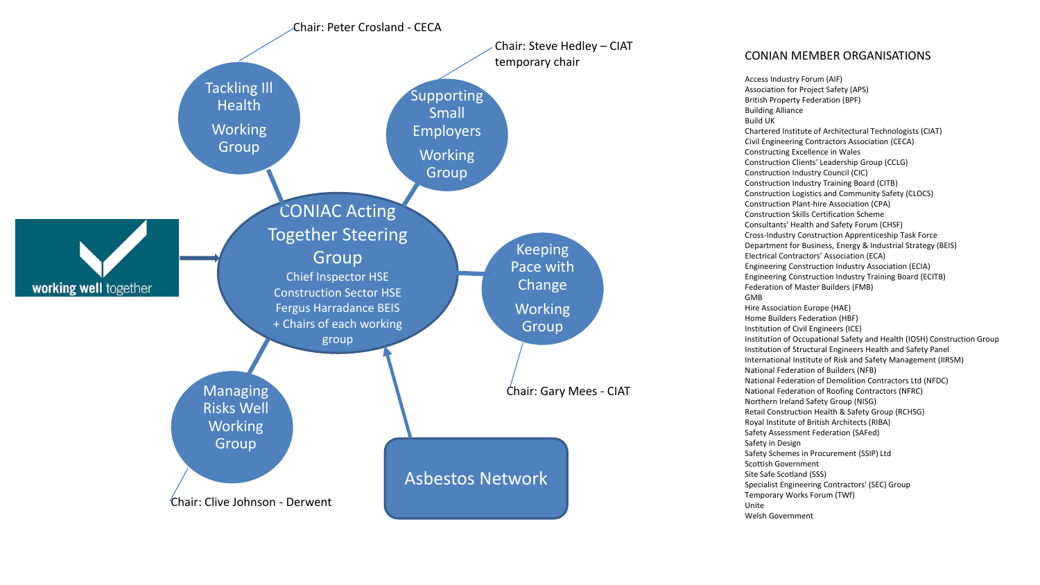Chair: Peter Crosland - CECA

**Tackling Ill Health Working Group**

Chair: Steve Hedley – CIAT temporary chair

**Supporting Small Employers Working Group**

working well together

**CONIAC Acting Together Steering Group**

Chief Inspector HSE
Construction Sector HSE
Fergus Harradance BEIS
+ Chairs of each working group

**Keeping Pace with Change Working Group**

Chair: Gary Mees - CIAT

**Managing Risks Well Working Group**

Chair: Clive Johnson - Derwent

**Asbestos Network**

## CONIAN MEMBER ORGANISATIONS

Access Industry Forum (AIF)
Association for Project Safety (APS)
British Property Federation (BPF)
Building Alliance
Build UK
Chartered Institute of Architectural Technologists (CIAT)
Civil Engineering Contractors Association (CECA)
Constructing Excellence in Wales
Construction Clients' Leadership Group (CCLG)
Construction Industry Council (CIC)
Construction Industry Training Board (CITB)
Construction Logistics and Community Safety (CLOCS)
Construction Plant-hire Association (CPA)
Construction Skills Certification Scheme
Consultants' Health and Safety Forum (CHSF)
Cross-Industry Construction Apprenticeship Task Force
Department for Business, Energy & Industrial Strategy (BEIS)
Electrical Contractors' Association (ECA)
Engineering Construction Industry Association (ECIA)
Engineering Construction Industry Training Board (ECITB)
Federation of Master Builders (FMB)
GMB
Hire Association Europe (HAE)
Home Builders Federation (HBF)
Institution of Civil Engineers (ICE)
Institution of Occupational Safety and Health (IOSH) Construction Group
Institution of Structural Engineers Health and Safety Panel
International Institute of Risk and Safety Management (IIRSM)
National Federation of Builders (NFB)
National Federation of Demolition Contractors Ltd (NFDC)
National Federation of Roofing Contractors (NFRC)
Northern Ireland Safety Group (NISG)
Retail Construction Health & Safety Group (RCHSG)
Royal Institute of British Architects (RIBA)
Safety Assessment Federation (SAFed)
Safety in Design
Safety Schemes in Procurement (SSIP) Ltd
Scottish Government
Site Safe Scotland (SSS)
Specialist Engineering Contractors' (SEC) Group
Temporary Works Forum (TWf)
Unite
Welsh Government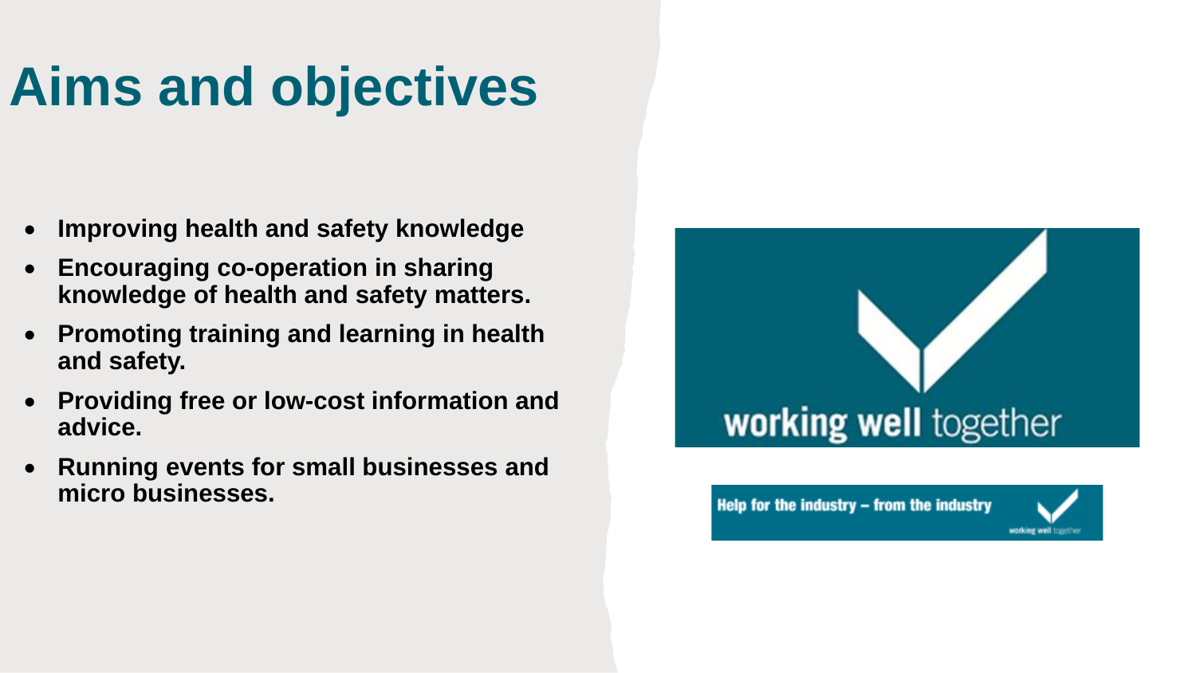# Aims and objectives

- **Improving health and safety knowledge**
- **Encouraging co-operation in sharing knowledge of health and safety matters.**
- **Promoting training and learning in health and safety.**
- **Providing free or low-cost information and advice.**
- **Running events for small businesses and micro businesses.**

working well together

Help for the industry – from the industry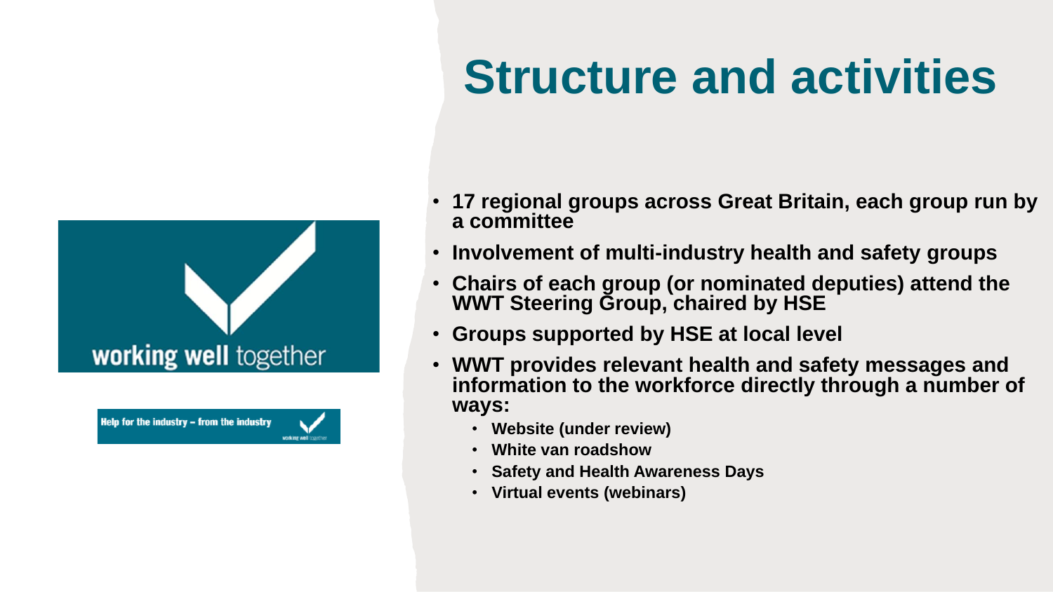# Structure and activities

- **17 regional groups across Great Britain, each group run by a committee**
- **Involvement of multi-industry health and safety groups**
- **Chairs of each group (or nominated deputies) attend the WWT Steering Group, chaired by HSE**
- **Groups supported by HSE at local level**
- **WWT provides relevant health and safety messages and information to the workforce directly through a number of ways:**
  - **Website (under review)**
  - **White van roadshow**
  - **Safety and Health Awareness Days**
  - **Virtual events (webinars)**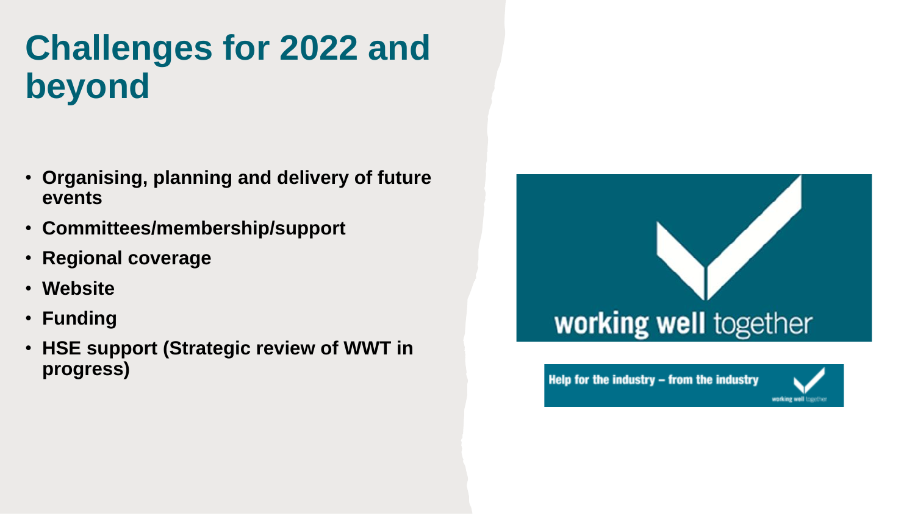# Challenges for 2022 and beyond

- **Organising, planning and delivery of future events**
- **Committees/membership/support**
- **Regional coverage**
- **Website**
- **Funding**
- **HSE support (Strategic review of WWT in progress)**

working well together

Help for the industry – from the industry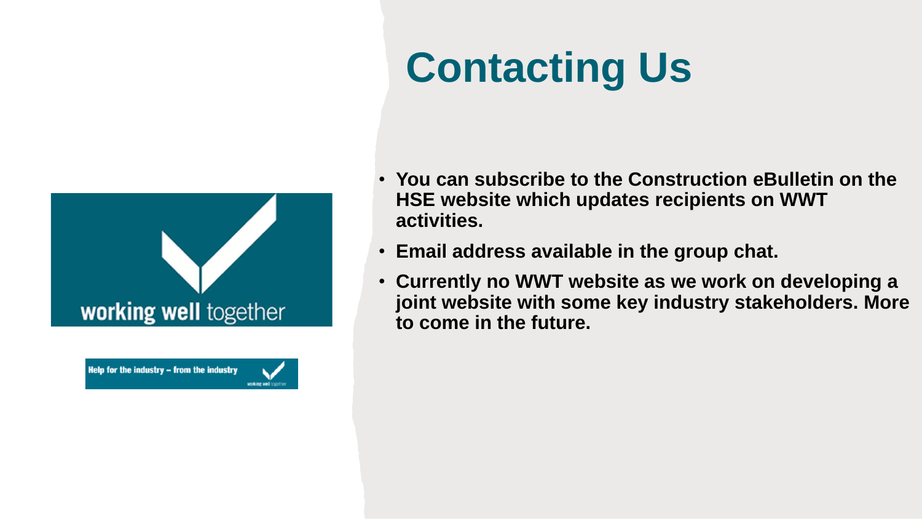# Contacting Us

- **You can subscribe to the Construction eBulletin on the HSE website which updates recipients on WWT activities.**
- **Email address available in the group chat.**
- **Currently no WWT website as we work on developing a joint website with some key industry stakeholders. More to come in the future.**